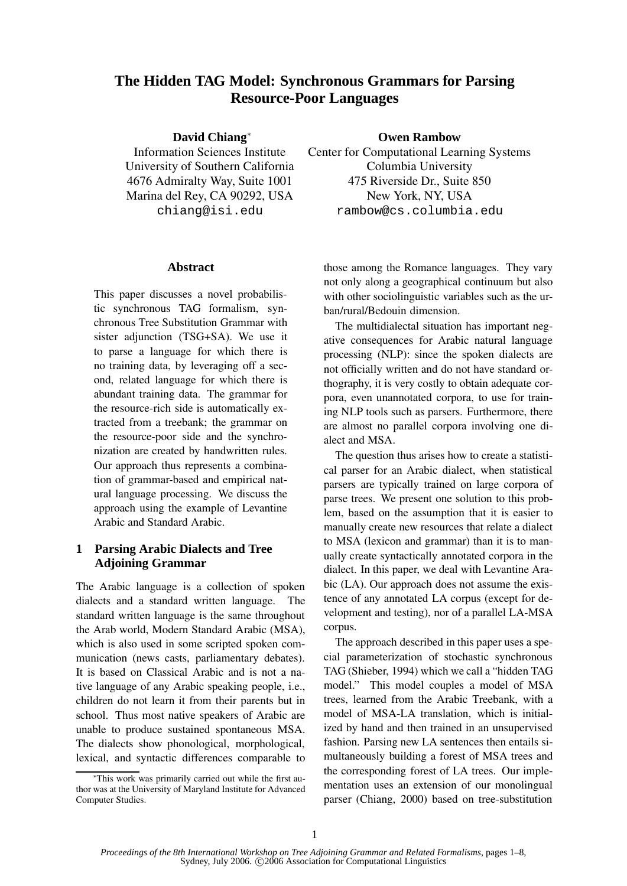# The Hidden TAG Model: Synchronous Grammars for Parsing Resource-Poor Languages

**David Chiang***
Information Sciences Institute
University of Southern California
4676 Admiralty Way, Suite 1001
Marina del Rey, CA 90292, USA
chiang@isi.edu

**Owen Rambow**
Center for Computational Learning Systems
Columbia University
475 Riverside Dr., Suite 850
New York, NY, USA
rambow@cs.columbia.edu

## Abstract

This paper discusses a novel probabilistic synchronous TAG formalism, synchronous Tree Substitution Grammar with sister adjunction (TSG+SA). We use it to parse a language for which there is no training data, by leveraging off a second, related language for which there is abundant training data. The grammar for the resource-rich side is automatically extracted from a treebank; the grammar on the resource-poor side and the synchronization are created by handwritten rules. Our approach thus represents a combination of grammar-based and empirical natural language processing. We discuss the approach using the example of Levantine Arabic and Standard Arabic.

## 1 Parsing Arabic Dialects and Tree Adjoining Grammar

The Arabic language is a collection of spoken dialects and a standard written language. The standard written language is the same throughout the Arab world, Modern Standard Arabic (MSA), which is also used in some scripted spoken communication (news casts, parliamentary debates). It is based on Classical Arabic and is not a native language of any Arabic speaking people, i.e., children do not learn it from their parents but in school. Thus most native speakers of Arabic are unable to produce sustained spontaneous MSA. The dialects show phonological, morphological, lexical, and syntactic differences comparable to those among the Romance languages. They vary not only along a geographical continuum but also with other sociolinguistic variables such as the urban/rural/Bedouin dimension.

The multidialectal situation has important negative consequences for Arabic natural language processing (NLP): since the spoken dialects are not officially written and do not have standard orthography, it is very costly to obtain adequate corpora, even unannotated corpora, to use for training NLP tools such as parsers. Furthermore, there are almost no parallel corpora involving one dialect and MSA.

The question thus arises how to create a statistical parser for an Arabic dialect, when statistical parsers are typically trained on large corpora of parse trees. We present one solution to this problem, based on the assumption that it is easier to manually create new resources that relate a dialect to MSA (lexicon and grammar) than it is to manually create syntactically annotated corpora in the dialect. In this paper, we deal with Levantine Arabic (LA). Our approach does not assume the existence of any annotated LA corpus (except for development and testing), nor of a parallel LA-MSA corpus.

The approach described in this paper uses a special parameterization of stochastic synchronous TAG (Shieber, 1994) which we call a "hidden TAG model." This model couples a model of MSA trees, learned from the Arabic Treebank, with a model of MSA-LA translation, which is initialized by hand and then trained in an unsupervised fashion. Parsing new LA sentences then entails simultaneously building a forest of MSA trees and the corresponding forest of LA trees. Our implementation uses an extension of our monolingual parser (Chiang, 2000) based on tree-substitution

*This work was primarily carried out while the first author was at the University of Maryland Institute for Advanced Computer Studies.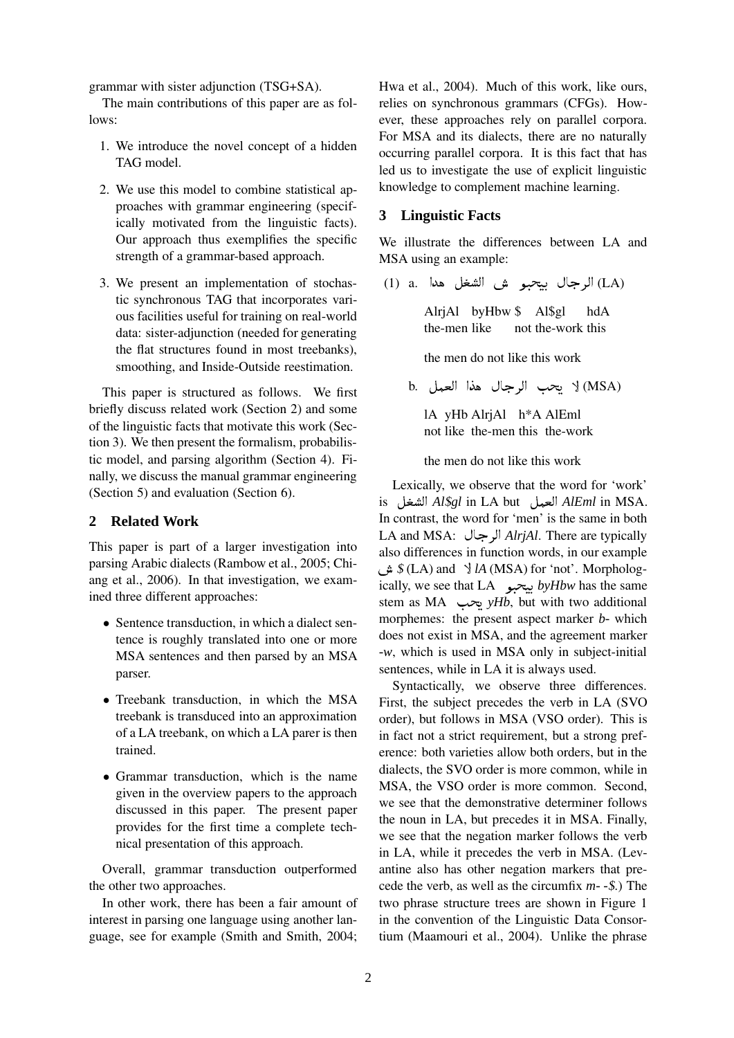grammar with sister adjunction (TSG+SA).

The main contributions of this paper are as follows:

1. We introduce the novel concept of a hidden TAG model.
2. We use this model to combine statistical approaches with grammar engineering (specifically motivated from the linguistic facts). Our approach thus exemplifies the specific strength of a grammar-based approach.
3. We present an implementation of stochastic synchronous TAG that incorporates various facilities useful for training on real-world data: sister-adjunction (needed for generating the flat structures found in most treebanks), smoothing, and Inside-Outside reestimation.

This paper is structured as follows. We first briefly discuss related work (Section 2) and some of the linguistic facts that motivate this work (Section 3). We then present the formalism, probabilistic model, and parsing algorithm (Section 4). Finally, we discuss the manual grammar engineering (Section 5) and evaluation (Section 6).

## 2 Related Work

This paper is part of a larger investigation into parsing Arabic dialects (Rambow et al., 2005; Chiang et al., 2006). In that investigation, we examined three different approaches:

- Sentence transduction, in which a dialect sentence is roughly translated into one or more MSA sentences and then parsed by an MSA parser.
- Treebank transduction, in which the MSA treebank is transduced into an approximation of a LA treebank, on which a LA parer is then trained.
- Grammar transduction, which is the name given in the overview papers to the approach discussed in this paper. The present paper provides for the first time a complete technical presentation of this approach.

Overall, grammar transduction outperformed the other two approaches.

In other work, there has been a fair amount of interest in parsing one language using another language, see for example (Smith and Smith, 2004; Hwa et al., 2004). Much of this work, like ours, relies on synchronous grammars (CFGs). However, these approaches rely on parallel corpora. For MSA and its dialects, there are no naturally occurring parallel corpora. It is this fact that has led us to investigate the use of explicit linguistic knowledge to complement machine learning.

## 3 Linguistic Facts

We illustrate the differences between LA and MSA using an example:

(1) a. الرجال بيحبو ش الشغل هدا (LA)

AlrjAl byHbw $ Al$gl hdA
the-men like not the-work this

the men do not like this work

b. لا يحب الرجال هذا العمل (MSA)

lA yHb AlrjAl h*A AlEml
not like the-men this the-work

the men do not like this work

Lexically, we observe that the word for 'work' is الشغل *Al$gl* in LA but العمل *AlEml* in MSA. In contrast, the word for 'men' is the same in both LA and MSA: الرجال *AlrjAl*. There are typically also differences in function words, in our example ش *$* (LA) and لا *lA* (MSA) for 'not'. Morphologically, we see that LA بيحبو *byHbw* has the same stem as MA يحب *yHb*, but with two additional morphemes: the present aspect marker *b-* which does not exist in MSA, and the agreement marker *-w*, which is used in MSA only in subject-initial sentences, while in LA it is always used.

Syntactically, we observe three differences. First, the subject precedes the verb in LA (SVO order), but follows in MSA (VSO order). This is in fact not a strict requirement, but a strong preference: both varieties allow both orders, but in the dialects, the SVO order is more common, while in MSA, the VSO order is more common. Second, we see that the demonstrative determiner follows the noun in LA, but precedes it in MSA. Finally, we see that the negation marker follows the verb in LA, while it precedes the verb in MSA. (Levantine also has other negation markers that precede the verb, as well as the circumfix *m-* *-$*.) The two phrase structure trees are shown in Figure 1 in the convention of the Linguistic Data Consortium (Maamouri et al., 2004). Unlike the phrase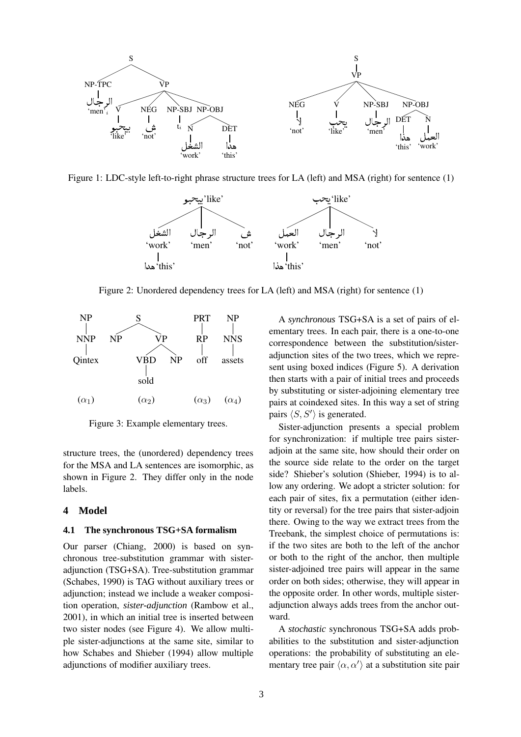Figure 1: LDC-style left-to-right phrase structure trees for LA (left) and MSA (right) for sentence (1)

Figure 2: Unordered dependency trees for LA (left) and MSA (right) for sentence (1)

Figure 3: Example elementary trees.

structure trees, the (unordered) dependency trees for the MSA and LA sentences are isomorphic, as shown in Figure 2. They differ only in the node labels.

## 4 Model

### 4.1 The synchronous TSG+SA formalism

Our parser (Chiang, 2000) is based on synchronous tree-substitution grammar with sister-adjunction (TSG+SA). Tree-substitution grammar (Schabes, 1990) is TAG without auxiliary trees or adjunction; instead we include a weaker composition operation, *sister-adjunction* (Rambow et al., 2001), in which an initial tree is inserted between two sister nodes (see Figure 4). We allow multiple sister-adjunctions at the same site, similar to how Schabes and Shieber (1994) allow multiple adjunctions of modifier auxiliary trees.

A *synchronous* TSG+SA is a set of pairs of elementary trees. In each pair, there is a one-to-one correspondence between the substitution/sister-adjunction sites of the two trees, which we represent using boxed indices (Figure 5). A derivation then starts with a pair of initial trees and proceeds by substituting or sister-adjoining elementary tree pairs at coindexed sites. In this way a set of string pairs $\langle S, S' \rangle$ is generated.

Sister-adjunction presents a special problem for synchronization: if multiple tree pairs sister-adjoin at the same site, how should their order on the source side relate to the order on the target side? Shieber's solution (Shieber, 1994) is to allow any ordering. We adopt a stricter solution: for each pair of sites, fix a permutation (either identity or reversal) for the tree pairs that sister-adjoin there. Owing to the way we extract trees from the Treebank, the simplest choice of permutations is: if the two sites are both to the left of the anchor or both to the right of the anchor, then multiple sister-adjoined tree pairs will appear in the same order on both sides; otherwise, they will appear in the opposite order. In other words, multiple sister-adjunction always adds trees from the anchor outward.

A *stochastic* synchronous TSG+SA adds probabilities to the substitution and sister-adjunction operations: the probability of substituting an elementary tree pair $\langle \alpha, \alpha' \rangle$ at a substitution site pair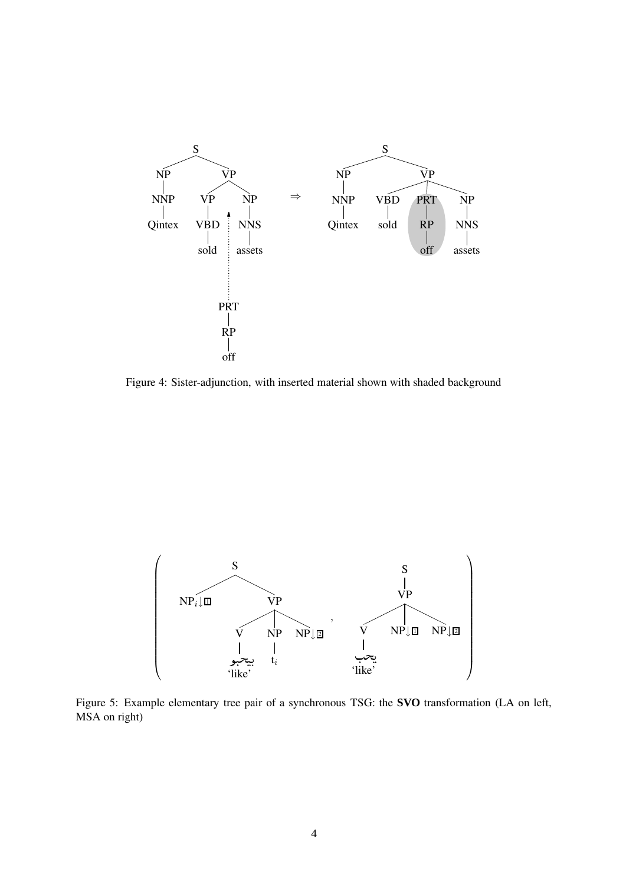Figure 4: Sister-adjunction, with inserted material shown with shaded background

Figure 5: Example elementary tree pair of a synchronous TSG: the **SVO** transformation (LA on left, MSA on right)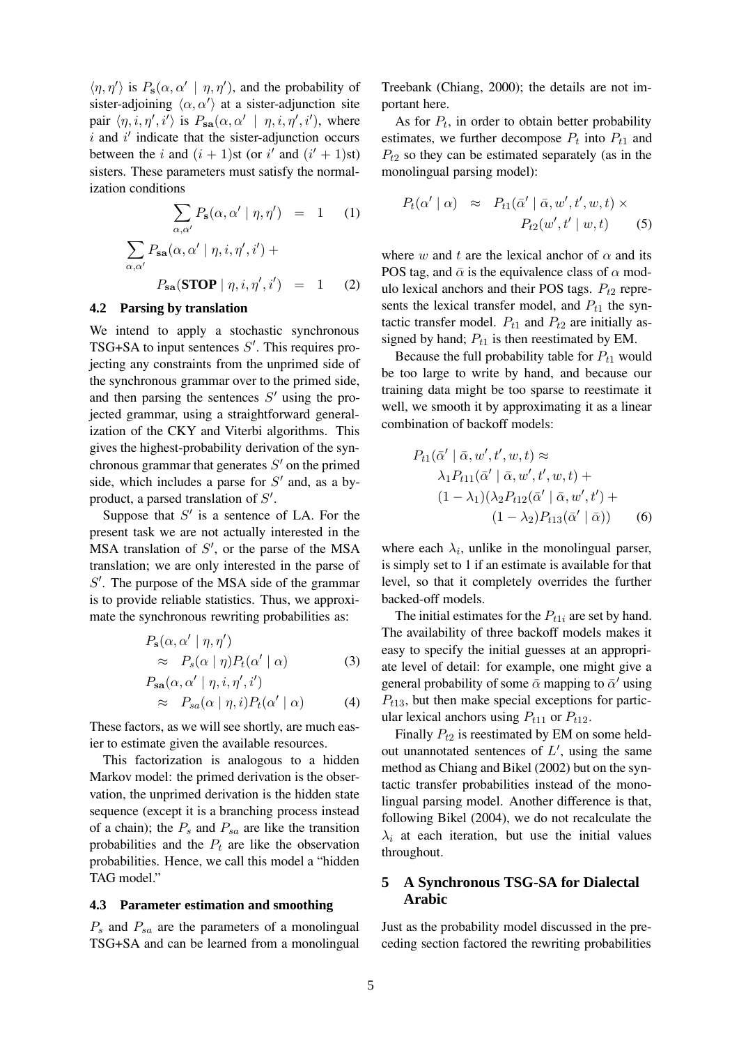$\langle \eta, \eta' \rangle$ is $P_{\mathbf{s}}(\alpha, \alpha' \mid \eta, \eta')$, and the probability of sister-adjoining $\langle \alpha, \alpha' \rangle$ at a sister-adjunction site pair $\langle \eta, i, \eta', i' \rangle$ is $P_{\mathbf{sa}}(\alpha, \alpha' \mid \eta, i, \eta', i')$, where $i$ and $i'$ indicate that the sister-adjunction occurs between the $i$ and $(i+1)$st (or $i'$ and $(i'+1)$st) sisters. These parameters must satisfy the normalization conditions

$$\sum_{\alpha,\alpha'} P_{\mathbf{s}}(\alpha, \alpha' \mid \eta, \eta') = 1 \quad (1)$$

$$\sum_{\alpha,\alpha'} P_{\mathbf{sa}}(\alpha, \alpha' \mid \eta, i, \eta', i') + P_{\mathbf{sa}}(\textbf{STOP} \mid \eta, i, \eta', i') = 1 \quad (2)$$

### 4.2 Parsing by translation

We intend to apply a stochastic synchronous TSG+SA to input sentences $S'$. This requires projecting any constraints from the unprimed side of the synchronous grammar over to the primed side, and then parsing the sentences $S'$ using the projected grammar, using a straightforward generalization of the CKY and Viterbi algorithms. This gives the highest-probability derivation of the synchronous grammar that generates $S'$ on the primed side, which includes a parse for $S'$ and, as a by-product, a parsed translation of $S'$.

Suppose that $S'$ is a sentence of LA. For the present task we are not actually interested in the MSA translation of $S'$, or the parse of the MSA translation; we are only interested in the parse of $S'$. The purpose of the MSA side of the grammar is to provide reliable statistics. Thus, we approximate the synchronous rewriting probabilities as:

$$P_{\mathbf{s}}(\alpha, \alpha' \mid \eta, \eta') \approx P_s(\alpha \mid \eta) P_t(\alpha' \mid \alpha) \quad (3)$$

$$P_{\mathbf{sa}}(\alpha, \alpha' \mid \eta, i, \eta', i') \approx P_{sa}(\alpha \mid \eta, i) P_t(\alpha' \mid \alpha) \quad (4)$$

These factors, as we will see shortly, are much easier to estimate given the available resources.

This factorization is analogous to a hidden Markov model: the primed derivation is the observation, the unprimed derivation is the hidden state sequence (except it is a branching process instead of a chain); the $P_s$ and $P_{sa}$ are like the transition probabilities and the $P_t$ are like the observation probabilities. Hence, we call this model a "hidden TAG model."

### 4.3 Parameter estimation and smoothing

$P_s$ and $P_{sa}$ are the parameters of a monolingual TSG+SA and can be learned from a monolingual Treebank (Chiang, 2000); the details are not important here.

As for $P_t$, in order to obtain better probability estimates, we further decompose $P_t$ into $P_{t1}$ and $P_{t2}$ so they can be estimated separately (as in the monolingual parsing model):

$$P_t(\alpha' \mid \alpha) \approx P_{t1}(\bar{\alpha}' \mid \bar{\alpha}, w', t', w, t) \times P_{t2}(w', t' \mid w, t) \quad (5)$$

where $w$ and $t$ are the lexical anchor of $\alpha$ and its POS tag, and $\bar{\alpha}$ is the equivalence class of $\alpha$ modulo lexical anchors and their POS tags. $P_{t2}$ represents the lexical transfer model, and $P_{t1}$ the syntactic transfer model. $P_{t1}$ and $P_{t2}$ are initially assigned by hand; $P_{t1}$ is then reestimated by EM.

Because the full probability table for $P_{t1}$ would be too large to write by hand, and because our training data might be too sparse to reestimate it well, we smooth it by approximating it as a linear combination of backoff models:

$$\begin{aligned} P_{t1}(\bar{\alpha}' \mid \bar{\alpha}, w', t', w, t) \approx{} & \lambda_1 P_{t11}(\bar{\alpha}' \mid \bar{\alpha}, w', t', w, t) + \\ & (1-\lambda_1)(\lambda_2 P_{t12}(\bar{\alpha}' \mid \bar{\alpha}, w', t') + \\ & (1-\lambda_2) P_{t13}(\bar{\alpha}' \mid \bar{\alpha})) \end{aligned} \quad (6)$$

where each $\lambda_i$, unlike in the monolingual parser, is simply set to 1 if an estimate is available for that level, so that it completely overrides the further backed-off models.

The initial estimates for the $P_{t1i}$ are set by hand. The availability of three backoff models makes it easy to specify the initial guesses at an appropriate level of detail: for example, one might give a general probability of some $\bar{\alpha}$ mapping to $\bar{\alpha}'$ using $P_{t13}$, but then make special exceptions for particular lexical anchors using $P_{t11}$ or $P_{t12}$.

Finally $P_{t2}$ is reestimated by EM on some held-out unannotated sentences of $L'$, using the same method as Chiang and Bikel (2002) but on the syntactic transfer probabilities instead of the monolingual parsing model. Another difference is that, following Bikel (2004), we do not recalculate the $\lambda_i$ at each iteration, but use the initial values throughout.

## 5 A Synchronous TSG-SA for Dialectal Arabic

Just as the probability model discussed in the preceding section factored the rewriting probabilities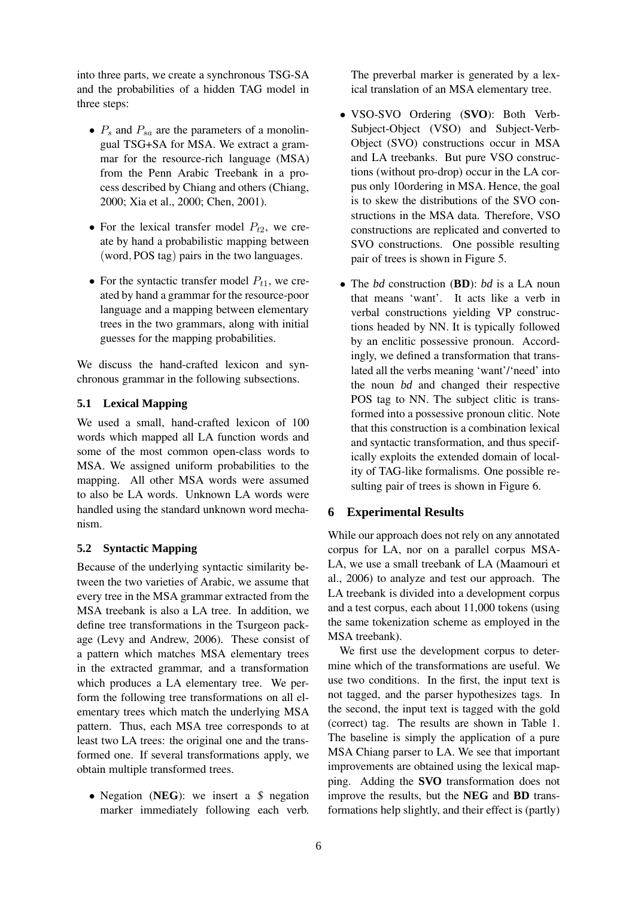into three parts, we create a synchronous TSG-SA and the probabilities of a hidden TAG model in three steps:

- $P_s$ and $P_{sa}$ are the parameters of a monolingual TSG+SA for MSA. We extract a grammar for the resource-rich language (MSA) from the Penn Arabic Treebank in a process described by Chiang and others (Chiang, 2000; Xia et al., 2000; Chen, 2001).
- For the lexical transfer model $P_{t2}$, we create by hand a probabilistic mapping between $(\text{word}, \text{POS tag})$ pairs in the two languages.
- For the syntactic transfer model $P_{t1}$, we created by hand a grammar for the resource-poor language and a mapping between elementary trees in the two grammars, along with initial guesses for the mapping probabilities.

We discuss the hand-crafted lexicon and synchronous grammar in the following subsections.

### 5.1 Lexical Mapping

We used a small, hand-crafted lexicon of 100 words which mapped all LA function words and some of the most common open-class words to MSA. We assigned uniform probabilities to the mapping. All other MSA words were assumed to also be LA words. Unknown LA words were handled using the standard unknown word mechanism.

### 5.2 Syntactic Mapping

Because of the underlying syntactic similarity between the two varieties of Arabic, we assume that every tree in the MSA grammar extracted from the MSA treebank is also a LA tree. In addition, we define tree transformations in the Tsurgeon package (Levy and Andrew, 2006). These consist of a pattern which matches MSA elementary trees in the extracted grammar, and a transformation which produces a LA elementary tree. We perform the following tree transformations on all elementary trees which match the underlying MSA pattern. Thus, each MSA tree corresponds to at least two LA trees: the original one and the transformed one. If several transformations apply, we obtain multiple transformed trees.

- Negation (**NEG**): we insert a *$* negation marker immediately following each verb. The preverbal marker is generated by a lexical translation of an MSA elementary tree.
- VSO-SVO Ordering (**SVO**): Both Verb-Subject-Object (VSO) and Subject-Verb-Object (SVO) constructions occur in MSA and LA treebanks. But pure VSO constructions (without pro-drop) occur in the LA corpus only 10ordering in MSA. Hence, the goal is to skew the distributions of the SVO constructions in the MSA data. Therefore, VSO constructions are replicated and converted to SVO constructions. One possible resulting pair of trees is shown in Figure 5.
- The *bd* construction (**BD**): *bd* is a LA noun that means 'want'. It acts like a verb in verbal constructions yielding VP constructions headed by NN. It is typically followed by an enclitic possessive pronoun. Accordingly, we defined a transformation that translated all the verbs meaning 'want'/'need' into the noun *bd* and changed their respective POS tag to NN. The subject clitic is transformed into a possessive pronoun clitic. Note that this construction is a combination lexical and syntactic transformation, and thus specifically exploits the extended domain of locality of TAG-like formalisms. One possible resulting pair of trees is shown in Figure 6.

## 6 Experimental Results

While our approach does not rely on any annotated corpus for LA, nor on a parallel corpus MSA-LA, we use a small treebank of LA (Maamouri et al., 2006) to analyze and test our approach. The LA treebank is divided into a development corpus and a test corpus, each about 11,000 tokens (using the same tokenization scheme as employed in the MSA treebank).

We first use the development corpus to determine which of the transformations are useful. We use two conditions. In the first, the input text is not tagged, and the parser hypothesizes tags. In the second, the input text is tagged with the gold (correct) tag. The results are shown in Table 1. The baseline is simply the application of a pure MSA Chiang parser to LA. We see that important improvements are obtained using the lexical mapping. Adding the **SVO** transformation does not improve the results, but the **NEG** and **BD** transformations help slightly, and their effect is (partly)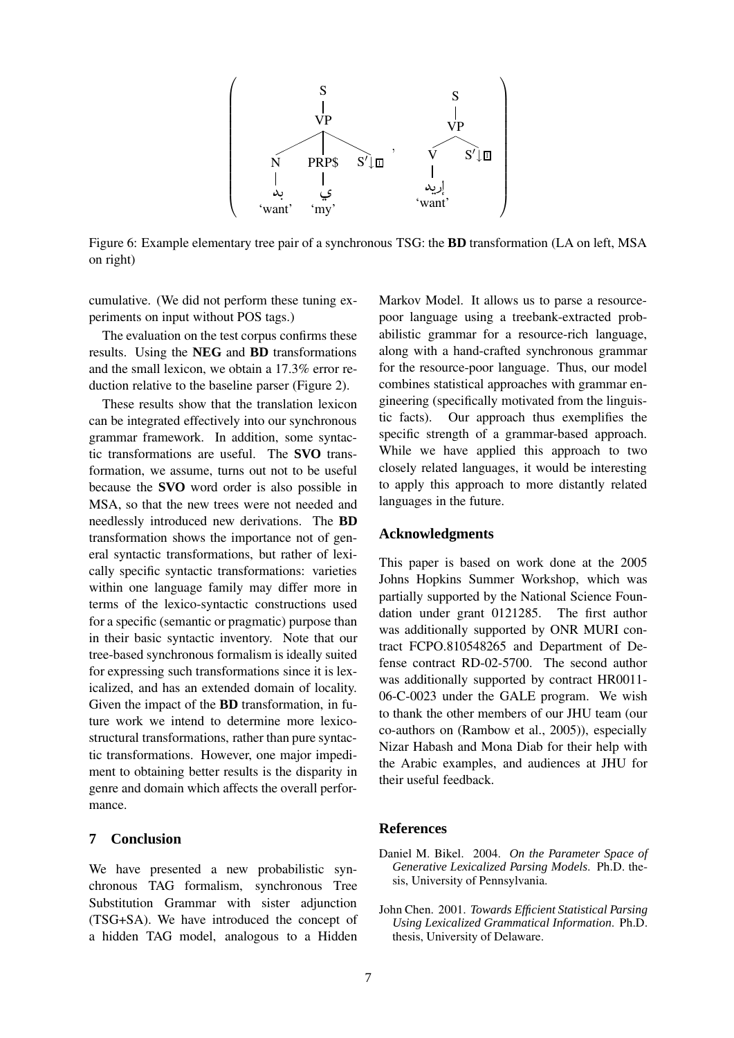Figure 6: Example elementary tree pair of a synchronous TSG: the **BD** transformation (LA on left, MSA on right)

cumulative. (We did not perform these tuning experiments on input without POS tags.)

The evaluation on the test corpus confirms these results. Using the **NEG** and **BD** transformations and the small lexicon, we obtain a 17.3% error reduction relative to the baseline parser (Figure 2).

These results show that the translation lexicon can be integrated effectively into our synchronous grammar framework. In addition, some syntactic transformations are useful. The **SVO** transformation, we assume, turns out not to be useful because the **SVO** word order is also possible in MSA, so that the new trees were not needed and needlessly introduced new derivations. The **BD** transformation shows the importance not of general syntactic transformations, but rather of lexically specific syntactic transformations: varieties within one language family may differ more in terms of the lexico-syntactic constructions used for a specific (semantic or pragmatic) purpose than in their basic syntactic inventory. Note that our tree-based synchronous formalism is ideally suited for expressing such transformations since it is lexicalized, and has an extended domain of locality. Given the impact of the **BD** transformation, in future work we intend to determine more lexico-structural transformations, rather than pure syntactic transformations. However, one major impediment to obtaining better results is the disparity in genre and domain which affects the overall performance.

## 7 Conclusion

We have presented a new probabilistic synchronous TAG formalism, synchronous Tree Substitution Grammar with sister adjunction (TSG+SA). We have introduced the concept of a hidden TAG model, analogous to a Hidden Markov Model. It allows us to parse a resource-poor language using a treebank-extracted probabilistic grammar for a resource-rich language, along with a hand-crafted synchronous grammar for the resource-poor language. Thus, our model combines statistical approaches with grammar engineering (specifically motivated from the linguistic facts). Our approach thus exemplifies the specific strength of a grammar-based approach. While we have applied this approach to two closely related languages, it would be interesting to apply this approach to more distantly related languages in the future.

## Acknowledgments

This paper is based on work done at the 2005 Johns Hopkins Summer Workshop, which was partially supported by the National Science Foundation under grant 0121285. The first author was additionally supported by ONR MURI contract FCPO.810548265 and Department of Defense contract RD-02-5700. The second author was additionally supported by contract HR0011-06-C-0023 under the GALE program. We wish to thank the other members of our JHU team (our co-authors on (Rambow et al., 2005)), especially Nizar Habash and Mona Diab for their help with the Arabic examples, and audiences at JHU for their useful feedback.

## References

Daniel M. Bikel. 2004. *On the Parameter Space of Generative Lexicalized Parsing Models*. Ph.D. thesis, University of Pennsylvania.

John Chen. 2001. *Towards Efficient Statistical Parsing Using Lexicalized Grammatical Information*. Ph.D. thesis, University of Delaware.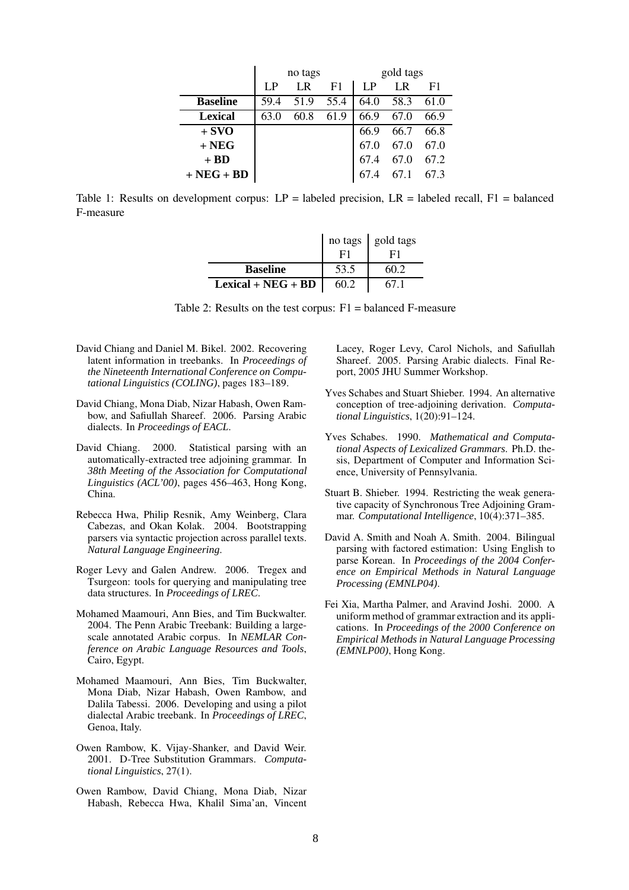| | no tags | | | gold tags | | |
|---|---|---|---|---|---|---|
| | LP | LR | F1 | LP | LR | F1 |
| **Baseline** | 59.4 | 51.9 | 55.4 | 64.0 | 58.3 | 61.0 |
| **Lexical** | 63.0 | 60.8 | 61.9 | 66.9 | 67.0 | 66.9 |
| **+ SVO** | | | | 66.9 | 66.7 | 66.8 |
| **+ NEG** | | | | 67.0 | 67.0 | 67.0 |
| **+ BD** | | | | 67.4 | 67.0 | 67.2 |
| **+ NEG + BD** | | | | 67.4 | 67.1 | 67.3 |

Table 1: Results on development corpus: LP = labeled precision, LR = labeled recall, F1 = balanced F-measure

| | no tags | gold tags |
|---|---|---|
| | F1 | F1 |
| **Baseline** | 53.5 | 60.2 |
| **Lexical + NEG + BD** | 60.2 | 67.1 |

Table 2: Results on the test corpus: F1 = balanced F-measure

David Chiang and Daniel M. Bikel. 2002. Recovering latent information in treebanks. In *Proceedings of the Nineteenth International Conference on Computational Linguistics (COLING)*, pages 183–189.

David Chiang, Mona Diab, Nizar Habash, Owen Rambow, and Safiullah Shareef. 2006. Parsing Arabic dialects. In *Proceedings of EACL*.

David Chiang. 2000. Statistical parsing with an automatically-extracted tree adjoining grammar. In *38th Meeting of the Association for Computational Linguistics (ACL'00)*, pages 456–463, Hong Kong, China.

Rebecca Hwa, Philip Resnik, Amy Weinberg, Clara Cabezas, and Okan Kolak. 2004. Bootstrapping parsers via syntactic projection across parallel texts. *Natural Language Engineering*.

Roger Levy and Galen Andrew. 2006. Tregex and Tsurgeon: tools for querying and manipulating tree data structures. In *Proceedings of LREC*.

Mohamed Maamouri, Ann Bies, and Tim Buckwalter. 2004. The Penn Arabic Treebank: Building a large-scale annotated Arabic corpus. In *NEMLAR Conference on Arabic Language Resources and Tools*, Cairo, Egypt.

Mohamed Maamouri, Ann Bies, Tim Buckwalter, Mona Diab, Nizar Habash, Owen Rambow, and Dalila Tabessi. 2006. Developing and using a pilot dialectal Arabic treebank. In *Proceedings of LREC*, Genoa, Italy.

Owen Rambow, K. Vijay-Shanker, and David Weir. 2001. D-Tree Substitution Grammars. *Computational Linguistics*, 27(1).

Owen Rambow, David Chiang, Mona Diab, Nizar Habash, Rebecca Hwa, Khalil Sima'an, Vincent Lacey, Roger Levy, Carol Nichols, and Safiullah Shareef. 2005. Parsing Arabic dialects. Final Report, 2005 JHU Summer Workshop.

Yves Schabes and Stuart Shieber. 1994. An alternative conception of tree-adjoining derivation. *Computational Linguistics*, 1(20):91–124.

Yves Schabes. 1990. *Mathematical and Computational Aspects of Lexicalized Grammars*. Ph.D. thesis, Department of Computer and Information Science, University of Pennsylvania.

Stuart B. Shieber. 1994. Restricting the weak generative capacity of Synchronous Tree Adjoining Grammar. *Computational Intelligence*, 10(4):371–385.

David A. Smith and Noah A. Smith. 2004. Bilingual parsing with factored estimation: Using English to parse Korean. In *Proceedings of the 2004 Conference on Empirical Methods in Natural Language Processing (EMNLP04)*.

Fei Xia, Martha Palmer, and Aravind Joshi. 2000. A uniform method of grammar extraction and its applications. In *Proceedings of the 2000 Conference on Empirical Methods in Natural Language Processing (EMNLP00)*, Hong Kong.